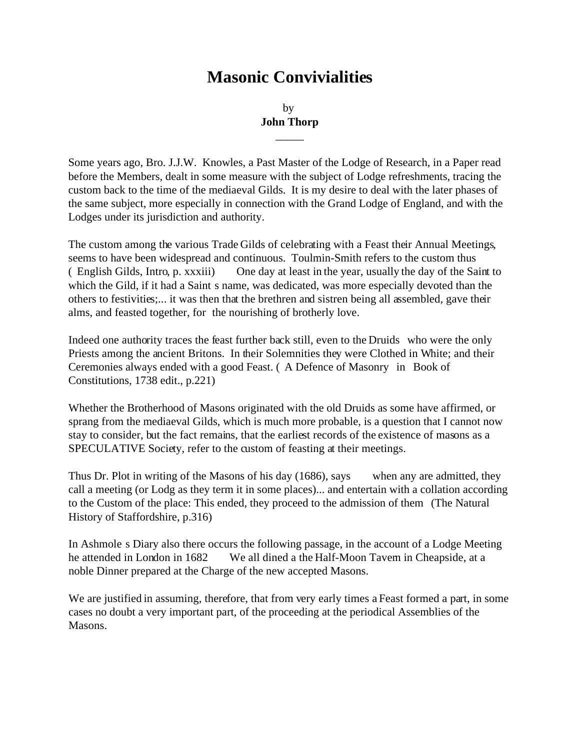# Masonic Convivialities

by
**John Thorp**

---

Some years ago, Bro. J.J.W. Knowles, a Past Master of the Lodge of Research, in a Paper read before the Members, dealt in some measure with the subject of Lodge refreshments, tracing the custom back to the time of the mediaeval Gilds. It is my desire to deal with the later phases of the same subject, more especially in connection with the Grand Lodge of England, and with the Lodges under its jurisdiction and authority.

The custom among the various Trade Gilds of celebrating with a Feast their Annual Meetings, seems to have been widespread and continuous. Toulmin-Smith refers to the custom thus ( English Gilds, Intro, p. xxxiii) One day at least in the year, usually the day of the Saint to which the Gild, if it had a Saint s name, was dedicated, was more especially devoted than the others to festivities;... it was then that the brethren and sistren being all assembled, gave their alms, and feasted together, for the nourishing of brotherly love.

Indeed one authority traces the feast further back still, even to the Druids who were the only Priests among the ancient Britons. In their Solemnities they were Clothed in White; and their Ceremonies always ended with a good Feast. ( A Defence of Masonry in Book of Constitutions, 1738 edit., p.221)

Whether the Brotherhood of Masons originated with the old Druids as some have affirmed, or sprang from the mediaeval Gilds, which is much more probable, is a question that I cannot now stay to consider, but the fact remains, that the earliest records of the existence of masons as a SPECULATIVE Society, refer to the custom of feasting at their meetings.

Thus Dr. Plot in writing of the Masons of his day (1686), says when any are admitted, they call a meeting (or Lodg as they term it in some places)... and entertain with a collation according to the Custom of the place: This ended, they proceed to the admission of them (The Natural History of Staffordshire, p.316)

In Ashmole s Diary also there occurs the following passage, in the account of a Lodge Meeting he attended in London in 1682 We all dined a the Half-Moon Tavern in Cheapside, at a noble Dinner prepared at the Charge of the new accepted Masons.

We are justified in assuming, therefore, that from very early times a Feast formed a part, in some cases no doubt a very important part, of the proceeding at the periodical Assemblies of the Masons.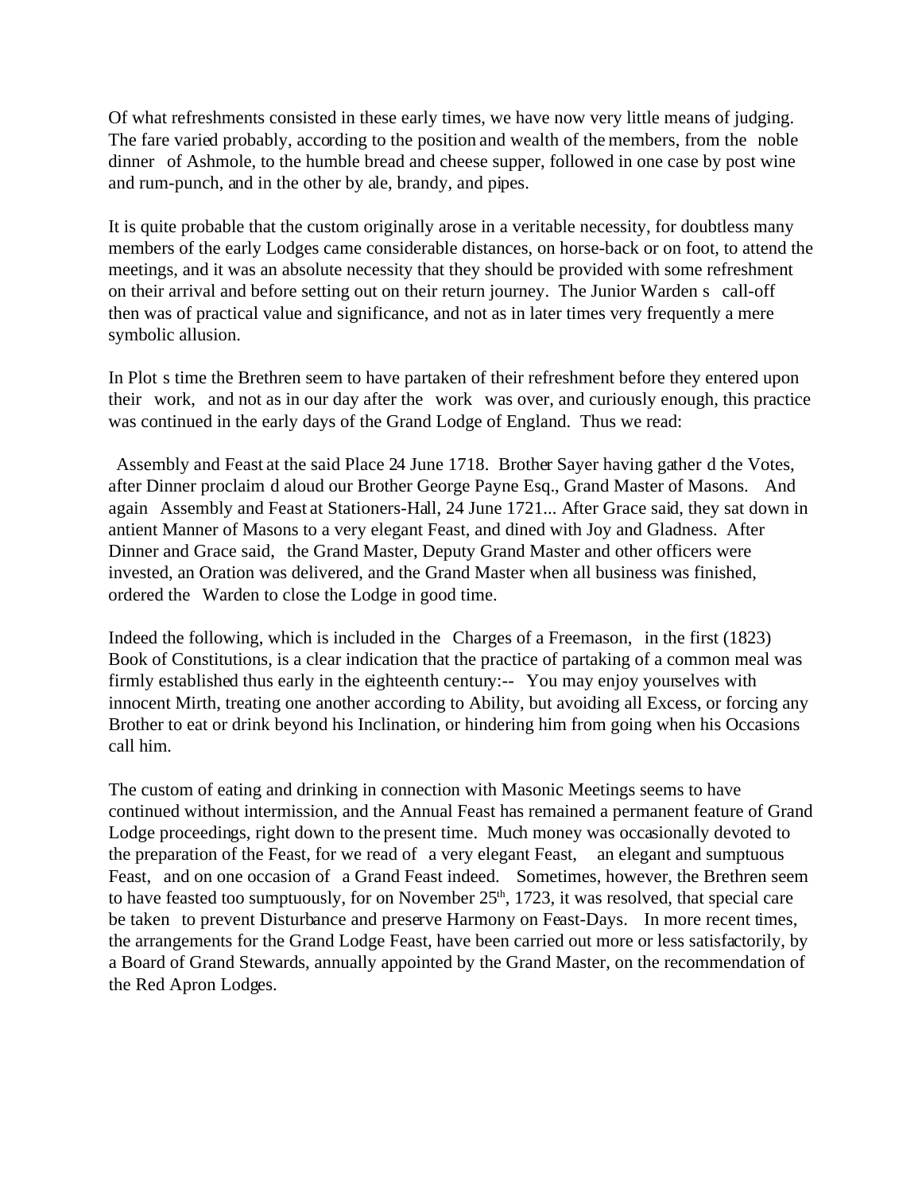Of what refreshments consisted in these early times, we have now very little means of judging. The fare varied probably, according to the position and wealth of the members, from the noble dinner of Ashmole, to the humble bread and cheese supper, followed in one case by post wine and rum-punch, and in the other by ale, brandy, and pipes.

It is quite probable that the custom originally arose in a veritable necessity, for doubtless many members of the early Lodges came considerable distances, on horse-back or on foot, to attend the meetings, and it was an absolute necessity that they should be provided with some refreshment on their arrival and before setting out on their return journey. The Junior Warden s call-off then was of practical value and significance, and not as in later times very frequently a mere symbolic allusion.

In Plot s time the Brethren seem to have partaken of their refreshment before they entered upon their work, and not as in our day after the work was over, and curiously enough, this practice was continued in the early days of the Grand Lodge of England. Thus we read:

Assembly and Feast at the said Place 24 June 1718. Brother Sayer having gather d the Votes, after Dinner proclaim d aloud our Brother George Payne Esq., Grand Master of Masons. And again Assembly and Feast at Stationers-Hall, 24 June 1721... After Grace said, they sat down in antient Manner of Masons to a very elegant Feast, and dined with Joy and Gladness. After Dinner and Grace said, the Grand Master, Deputy Grand Master and other officers were invested, an Oration was delivered, and the Grand Master when all business was finished, ordered the Warden to close the Lodge in good time.

Indeed the following, which is included in the Charges of a Freemason, in the first (1823) Book of Constitutions, is a clear indication that the practice of partaking of a common meal was firmly established thus early in the eighteenth century:-- You may enjoy yourselves with innocent Mirth, treating one another according to Ability, but avoiding all Excess, or forcing any Brother to eat or drink beyond his Inclination, or hindering him from going when his Occasions call him.

The custom of eating and drinking in connection with Masonic Meetings seems to have continued without intermission, and the Annual Feast has remained a permanent feature of Grand Lodge proceedings, right down to the present time. Much money was occasionally devoted to the preparation of the Feast, for we read of a very elegant Feast, an elegant and sumptuous Feast, and on one occasion of a Grand Feast indeed. Sometimes, however, the Brethren seem to have feasted too sumptuously, for on November 25th, 1723, it was resolved, that special care be taken to prevent Disturbance and preserve Harmony on Feast-Days. In more recent times, the arrangements for the Grand Lodge Feast, have been carried out more or less satisfactorily, by a Board of Grand Stewards, annually appointed by the Grand Master, on the recommendation of the Red Apron Lodges.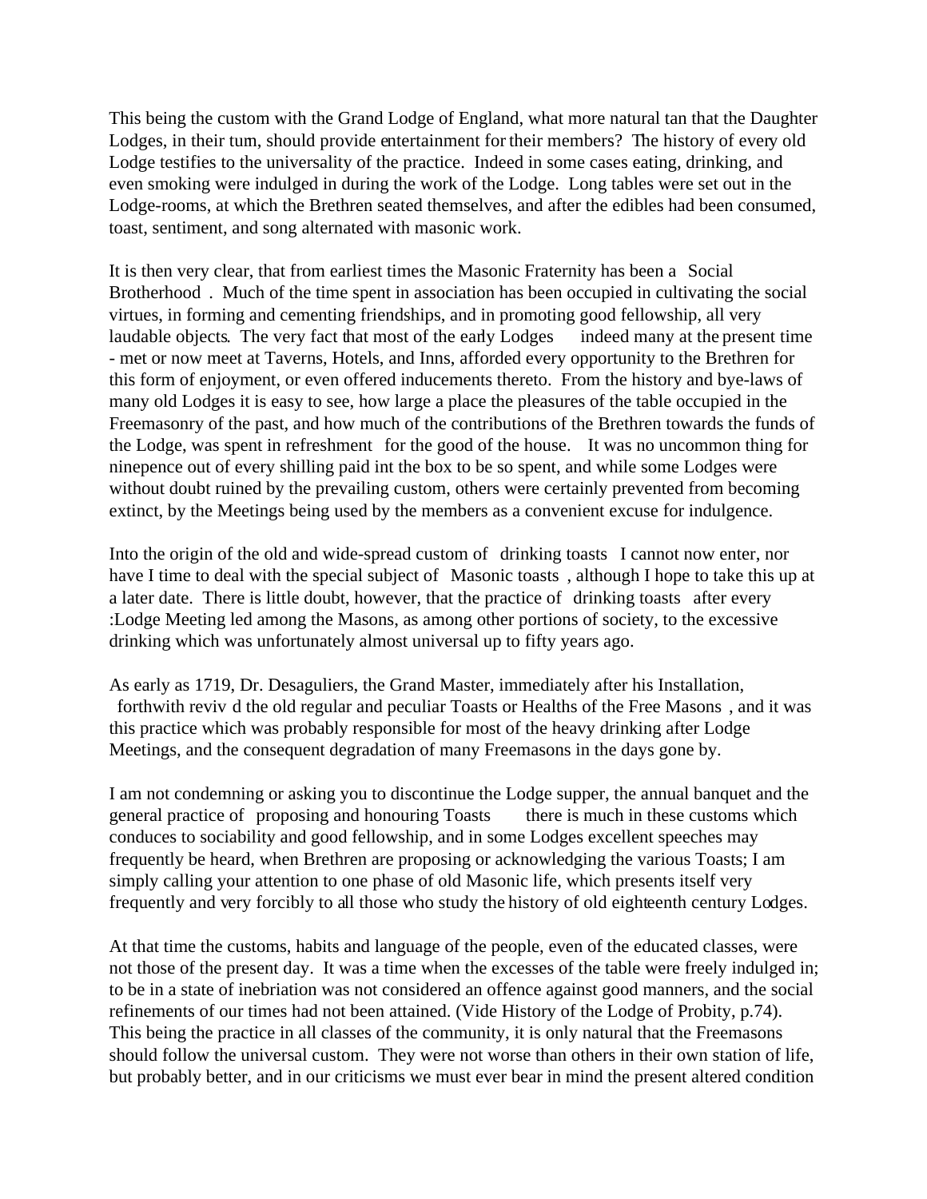This being the custom with the Grand Lodge of England, what more natural tan that the Daughter Lodges, in their turn, should provide entertainment for their members? The history of every old Lodge testifies to the universality of the practice. Indeed in some cases eating, drinking, and even smoking were indulged in during the work of the Lodge. Long tables were set out in the Lodge-rooms, at which the Brethren seated themselves, and after the edibles had been consumed, toast, sentiment, and song alternated with masonic work.

It is then very clear, that from earliest times the Masonic Fraternity has been a Social Brotherhood . Much of the time spent in association has been occupied in cultivating the social virtues, in forming and cementing friendships, and in promoting good fellowship, all very laudable objects. The very fact that most of the early Lodges indeed many at the present time - met or now meet at Taverns, Hotels, and Inns, afforded every opportunity to the Brethren for this form of enjoyment, or even offered inducements thereto. From the history and bye-laws of many old Lodges it is easy to see, how large a place the pleasures of the table occupied in the Freemasonry of the past, and how much of the contributions of the Brethren towards the funds of the Lodge, was spent in refreshment for the good of the house. It was no uncommon thing for ninepence out of every shilling paid int the box to be so spent, and while some Lodges were without doubt ruined by the prevailing custom, others were certainly prevented from becoming extinct, by the Meetings being used by the members as a convenient excuse for indulgence.

Into the origin of the old and wide-spread custom of drinking toasts I cannot now enter, nor have I time to deal with the special subject of Masonic toasts , although I hope to take this up at a later date. There is little doubt, however, that the practice of drinking toasts after every :Lodge Meeting led among the Masons, as among other portions of society, to the excessive drinking which was unfortunately almost universal up to fifty years ago.

As early as 1719, Dr. Desaguliers, the Grand Master, immediately after his Installation, forthwith reviv d the old regular and peculiar Toasts or Healths of the Free Masons , and it was this practice which was probably responsible for most of the heavy drinking after Lodge Meetings, and the consequent degradation of many Freemasons in the days gone by.

I am not condemning or asking you to discontinue the Lodge supper, the annual banquet and the general practice of proposing and honouring Toasts there is much in these customs which conduces to sociability and good fellowship, and in some Lodges excellent speeches may frequently be heard, when Brethren are proposing or acknowledging the various Toasts; I am simply calling your attention to one phase of old Masonic life, which presents itself very frequently and very forcibly to all those who study the history of old eighteenth century Lodges.

At that time the customs, habits and language of the people, even of the educated classes, were not those of the present day. It was a time when the excesses of the table were freely indulged in; to be in a state of inebriation was not considered an offence against good manners, and the social refinements of our times had not been attained. (Vide History of the Lodge of Probity, p.74). This being the practice in all classes of the community, it is only natural that the Freemasons should follow the universal custom. They were not worse than others in their own station of life, but probably better, and in our criticisms we must ever bear in mind the present altered condition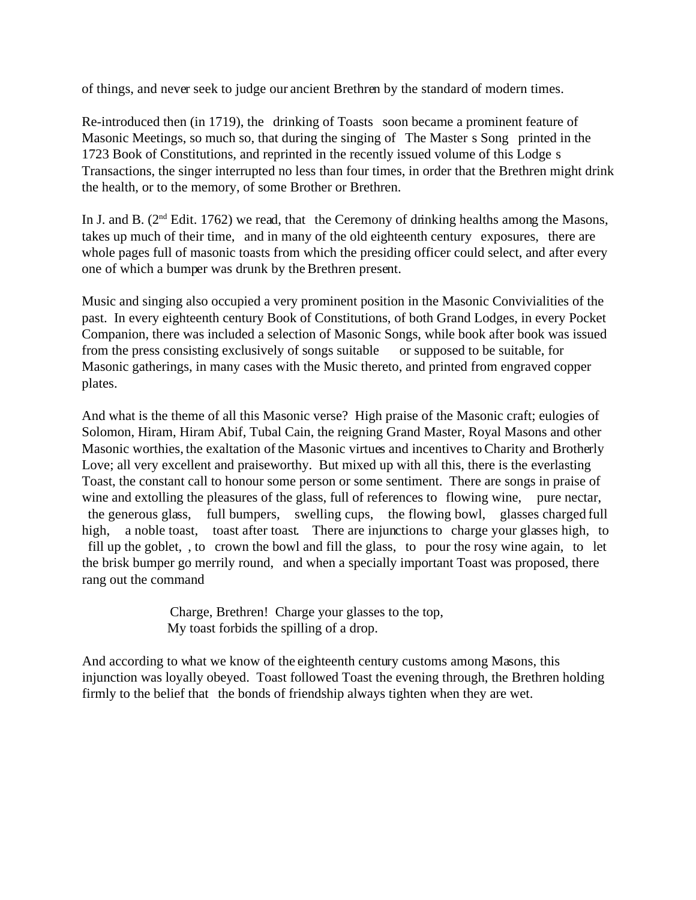of things, and never seek to judge our ancient Brethren by the standard of modern times.

Re-introduced then (in 1719), the drinking of Toasts soon became a prominent feature of Masonic Meetings, so much so, that during the singing of The Master s Song printed in the 1723 Book of Constitutions, and reprinted in the recently issued volume of this Lodge s Transactions, the singer interrupted no less than four times, in order that the Brethren might drink the health, or to the memory, of some Brother or Brethren.

In J. and B. (2nd Edit. 1762) we read, that the Ceremony of drinking healths among the Masons, takes up much of their time, and in many of the old eighteenth century exposures, there are whole pages full of masonic toasts from which the presiding officer could select, and after every one of which a bumper was drunk by the Brethren present.

Music and singing also occupied a very prominent position in the Masonic Convivialities of the past. In every eighteenth century Book of Constitutions, of both Grand Lodges, in every Pocket Companion, there was included a selection of Masonic Songs, while book after book was issued from the press consisting exclusively of songs suitable or supposed to be suitable, for Masonic gatherings, in many cases with the Music thereto, and printed from engraved copper plates.

And what is the theme of all this Masonic verse? High praise of the Masonic craft; eulogies of Solomon, Hiram, Hiram Abif, Tubal Cain, the reigning Grand Master, Royal Masons and other Masonic worthies, the exaltation of the Masonic virtues and incentives to Charity and Brotherly Love; all very excellent and praiseworthy. But mixed up with all this, there is the everlasting Toast, the constant call to honour some person or some sentiment. There are songs in praise of wine and extolling the pleasures of the glass, full of references to flowing wine, pure nectar, the generous glass, full bumpers, swelling cups, the flowing bowl, glasses charged full high, a noble toast, toast after toast. There are injunctions to charge your glasses high, to fill up the goblet, , to crown the bowl and fill the glass, to pour the rosy wine again, to let the brisk bumper go merrily round, and when a specially important Toast was proposed, there rang out the command

> Charge, Brethren! Charge your glasses to the top,
> My toast forbids the spilling of a drop.

And according to what we know of the eighteenth century customs among Masons, this injunction was loyally obeyed. Toast followed Toast the evening through, the Brethren holding firmly to the belief that the bonds of friendship always tighten when they are wet.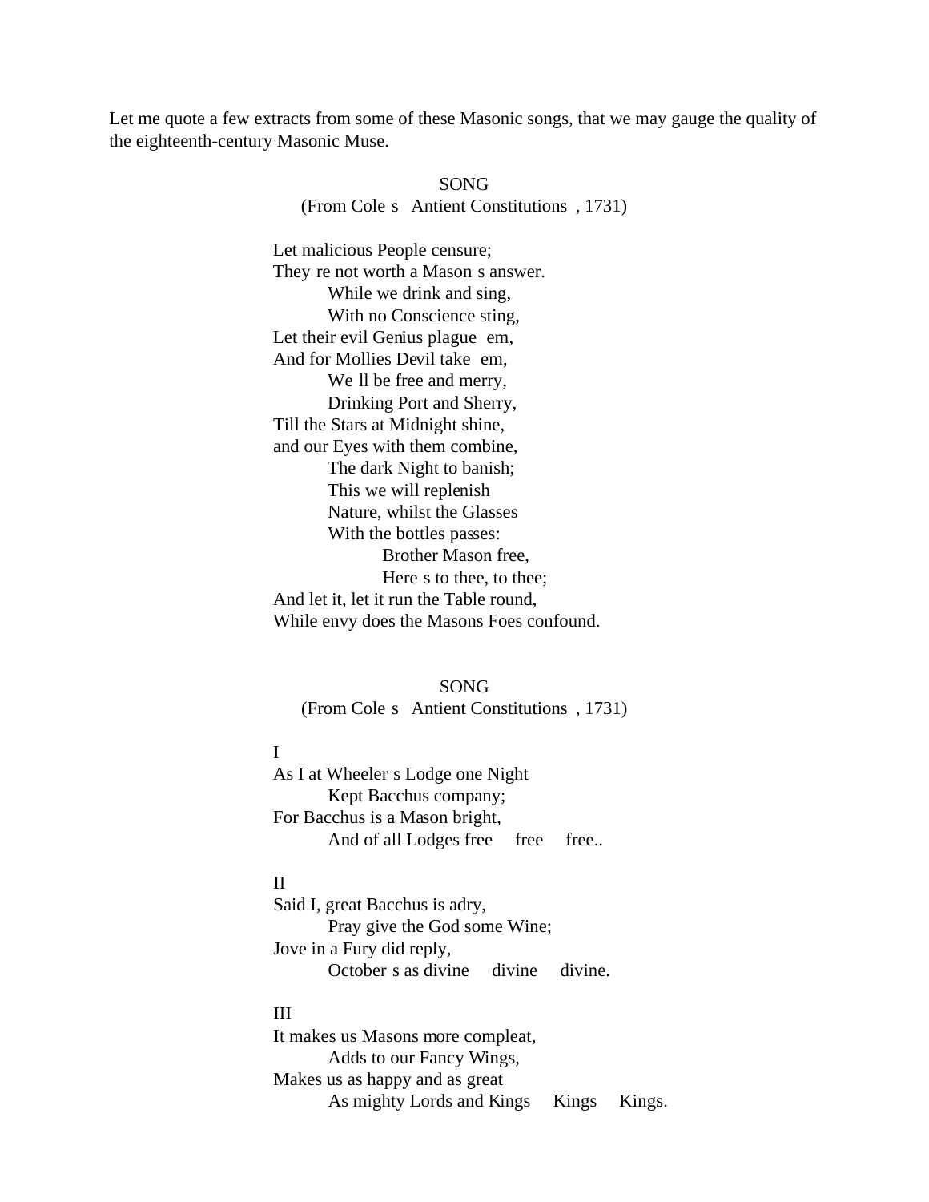Let me quote a few extracts from some of these Masonic songs, that we may gauge the quality of the eighteenth-century Masonic Muse.

SONG
(From Cole s Antient Constitutions , 1731)

Let malicious People censure;
They re not worth a Mason s answer.
While we drink and sing,
With no Conscience sting,
Let their evil Genius plague em,
And for Mollies Devil take em,
We ll be free and merry,
Drinking Port and Sherry,
Till the Stars at Midnight shine,
and our Eyes with them combine,
The dark Night to banish;
This we will replenish
Nature, whilst the Glasses
With the bottles passes:
Brother Mason free,
Here s to thee, to thee;
And let it, let it run the Table round,
While envy does the Masons Foes confound.

SONG
(From Cole s Antient Constitutions , 1731)

I
As I at Wheeler s Lodge one Night
Kept Bacchus company;
For Bacchus is a Mason bright,
And of all Lodges free free free..

II
Said I, great Bacchus is adry,
Pray give the God some Wine;
Jove in a Fury did reply,
October s as divine divine divine.

III
It makes us Masons more compleat,
Adds to our Fancy Wings,
Makes us as happy and as great
As mighty Lords and Kings Kings Kings.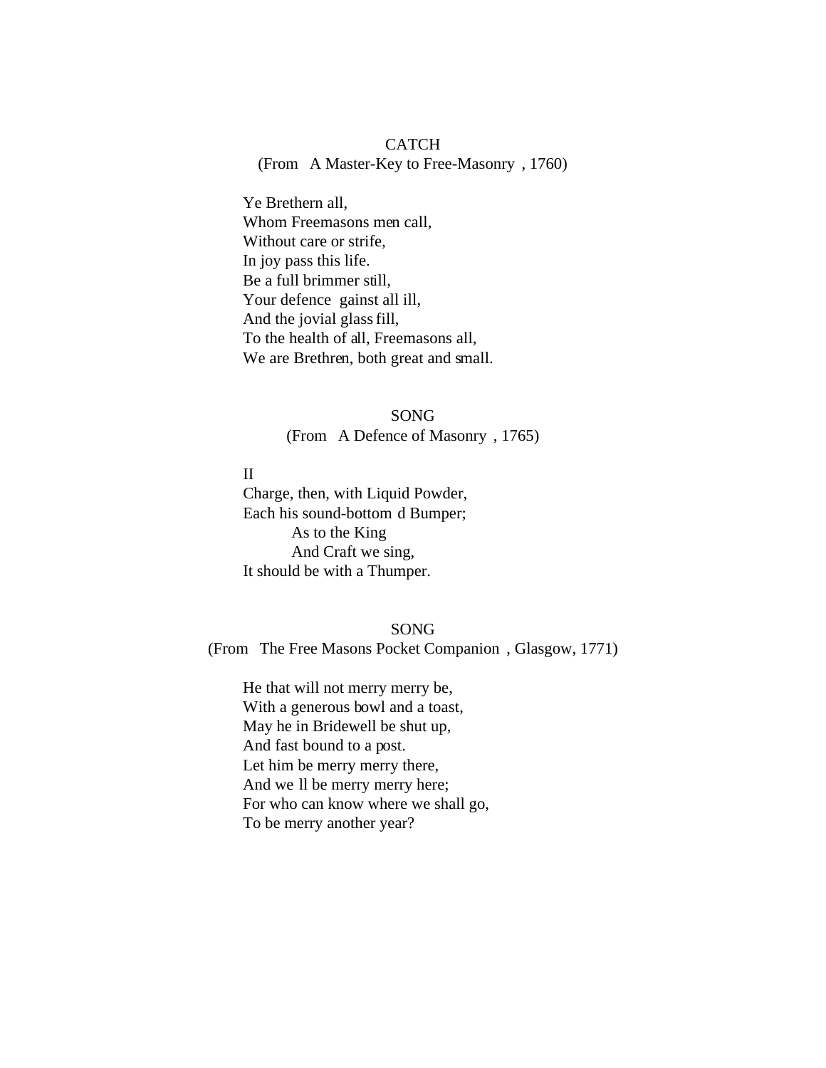## CATCH

(From *A Master-Key to Free-Masonry*, 1760)

Ye Brethern all,
Whom Freemasons men call,
Without care or strife,
In joy pass this life.
Be a full brimmer still,
Your defence 'gainst all ill,
And the jovial glass fill,
To the health of all, Freemasons all,
We are Brethren, both great and small.

## SONG

(From *A Defence of Masonry*, 1765)

II
Charge, then, with Liquid Powder,
Each his sound-bottom'd Bumper;
 As to the King
 And Craft we sing,
It should be with a Thumper.

## SONG

(From *The Free Masons Pocket Companion*, Glasgow, 1771)

He that will not merry merry be,
With a generous bowl and a toast,
May he in Bridewell be shut up,
And fast bound to a post.
Let him be merry merry there,
And we'll be merry merry here;
For who can know where we shall go,
To be merry another year?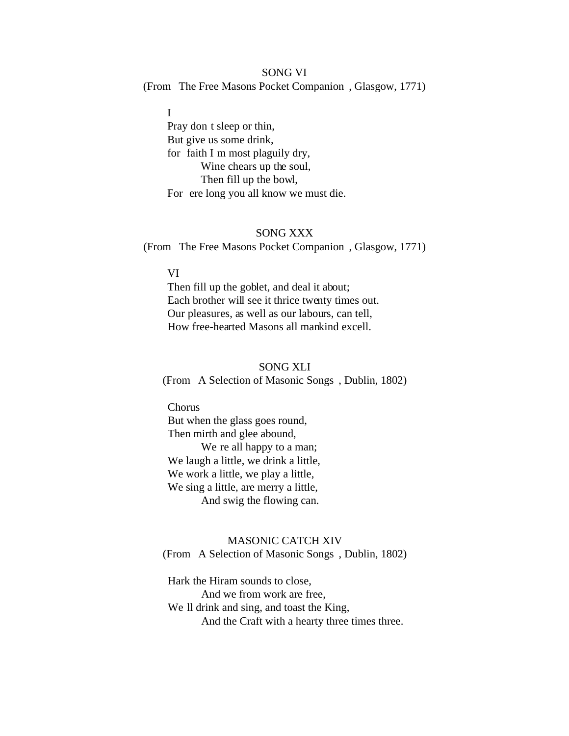SONG VI

(From The Free Masons Pocket Companion , Glasgow, 1771)

I
Pray don t sleep or thin,
But give us some drink,
for faith I m most plaguily dry,
Wine chears up the soul,
Then fill up the bowl,
For ere long you all know we must die.

SONG XXX

(From The Free Masons Pocket Companion , Glasgow, 1771)

VI
Then fill up the goblet, and deal it about;
Each brother will see it thrice twenty times out.
Our pleasures, as well as our labours, can tell,
How free-hearted Masons all mankind excell.

SONG XLI

(From A Selection of Masonic Songs , Dublin, 1802)

Chorus
But when the glass goes round,
Then mirth and glee abound,
We re all happy to a man;
We laugh a little, we drink a little,
We work a little, we play a little,
We sing a little, are merry a little,
And swig the flowing can.

MASONIC CATCH XIV

(From A Selection of Masonic Songs , Dublin, 1802)

Hark the Hiram sounds to close,
And we from work are free,
We ll drink and sing, and toast the King,
And the Craft with a hearty three times three.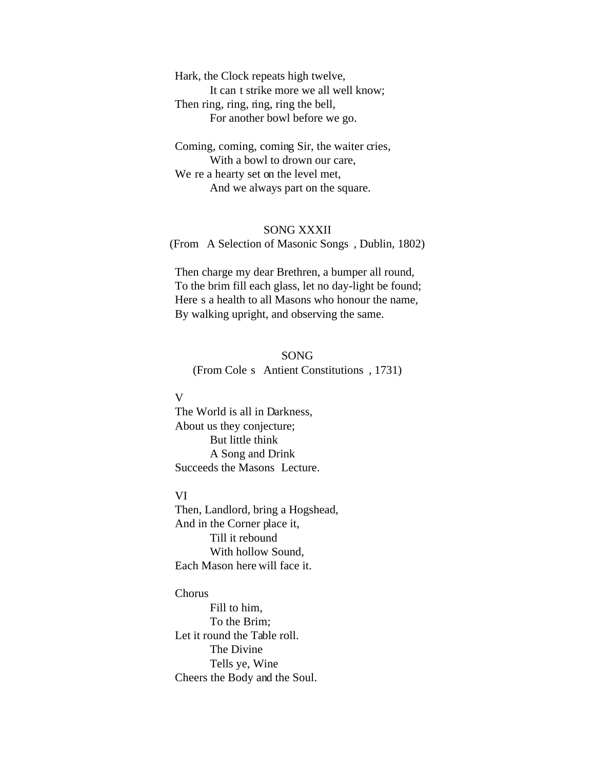Hark, the Clock repeats high twelve,
It can t strike more we all well know;
Then ring, ring, ring, ring the bell,
For another bowl before we go.

Coming, coming, coming Sir, the waiter cries,
With a bowl to drown our care,
We re a hearty set on the level met,
And we always part on the square.

## SONG XXXII

(From A Selection of Masonic Songs , Dublin, 1802)

Then charge my dear Brethren, a bumper all round,
To the brim fill each glass, let no day-light be found;
Here s a health to all Masons who honour the name,
By walking upright, and observing the same.

## SONG

(From Cole s Antient Constitutions , 1731)

V
The World is all in Darkness,
About us they conjecture;
But little think
A Song and Drink
Succeeds the Masons Lecture.

VI
Then, Landlord, bring a Hogshead,
And in the Corner place it,
Till it rebound
With hollow Sound,
Each Mason here will face it.

Chorus
Fill to him,
To the Brim;
Let it round the Table roll.
The Divine
Tells ye, Wine
Cheers the Body and the Soul.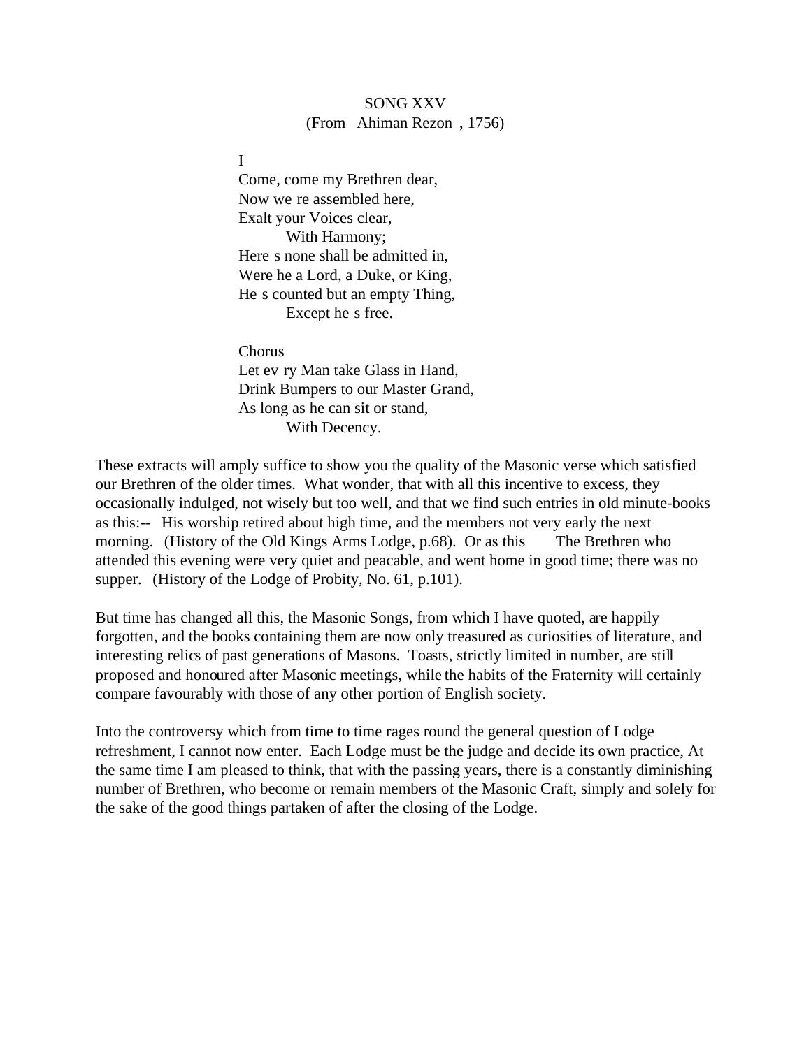SONG XXV
(From Ahiman Rezon , 1756)

I
Come, come my Brethren dear,
Now we re assembled here,
Exalt your Voices clear,
With Harmony;
Here s none shall be admitted in,
Were he a Lord, a Duke, or King,
He s counted but an empty Thing,
Except he s free.

Chorus
Let ev ry Man take Glass in Hand,
Drink Bumpers to our Master Grand,
As long as he can sit or stand,
With Decency.

These extracts will amply suffice to show you the quality of the Masonic verse which satisfied our Brethren of the older times. What wonder, that with all this incentive to excess, they occasionally indulged, not wisely but too well, and that we find such entries in old minute-books as this:-- His worship retired about high time, and the members not very early the next morning. (History of the Old Kings Arms Lodge, p.68). Or as this The Brethren who attended this evening were very quiet and peacable, and went home in good time; there was no supper. (History of the Lodge of Probity, No. 61, p.101).

But time has changed all this, the Masonic Songs, from which I have quoted, are happily forgotten, and the books containing them are now only treasured as curiosities of literature, and interesting relics of past generations of Masons. Toasts, strictly limited in number, are still proposed and honoured after Masonic meetings, while the habits of the Fraternity will certainly compare favourably with those of any other portion of English society.

Into the controversy which from time to time rages round the general question of Lodge refreshment, I cannot now enter. Each Lodge must be the judge and decide its own practice, At the same time I am pleased to think, that with the passing years, there is a constantly diminishing number of Brethren, who become or remain members of the Masonic Craft, simply and solely for the sake of the good things partaken of after the closing of the Lodge.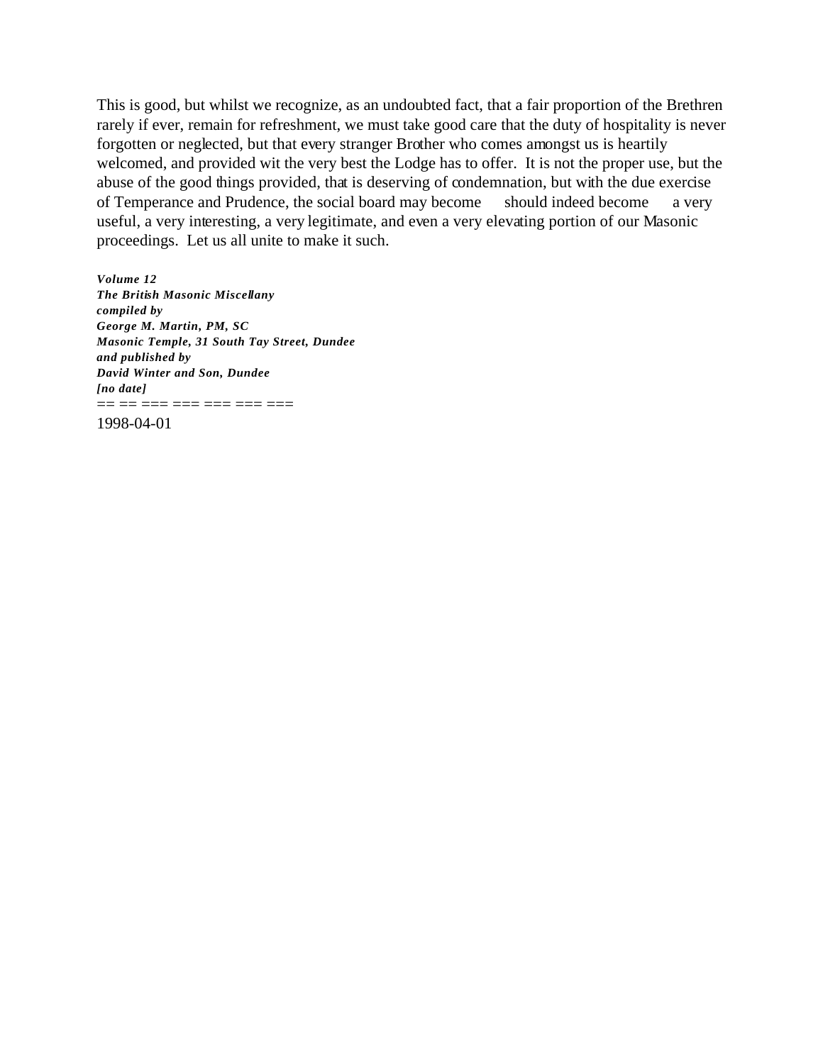This is good, but whilst we recognize, as an undoubted fact, that a fair proportion of the Brethren rarely if ever, remain for refreshment, we must take good care that the duty of hospitality is never forgotten or neglected, but that every stranger Brother who comes amongst us is heartily welcomed, and provided wit the very best the Lodge has to offer. It is not the proper use, but the abuse of the good things provided, that is deserving of condemnation, but with the due exercise of Temperance and Prudence, the social board may become should indeed become a very useful, a very interesting, a very legitimate, and even a very elevating portion of our Masonic proceedings. Let us all unite to make it such.

***Volume 12***
***The British Masonic Miscellany***
***compiled by***
***George M. Martin, PM, SC***
***Masonic Temple, 31 South Tay Street, Dundee***
***and published by***
***David Winter and Son, Dundee***
***[no date]***

== == === === === === ===

1998-04-01